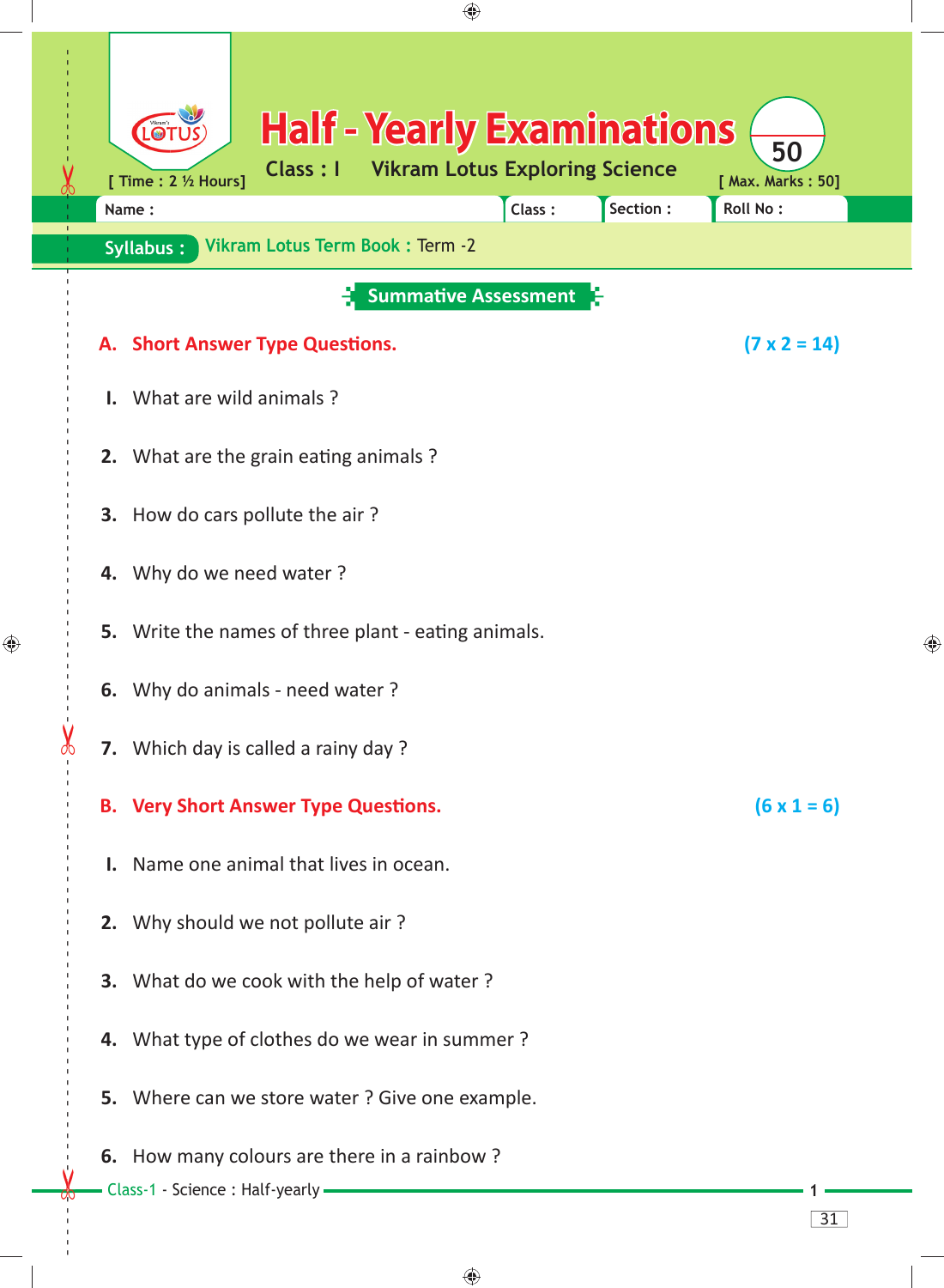# Half - Yearly Examinations

**Class : I** **Vikram Lotus Exploring Science**

[ Time : 2 ½ Hours] [ Max. Marks : 50]

Name : Class : Section : Roll No :

**Syllabus :** Vikram Lotus Term Book : Term -2

## Summative Assessment

### A. Short Answer Type Questions. (7 x 2 = 14)

**I.** What are wild animals ?

**2.** What are the grain eating animals ?

**3.** How do cars pollute the air ?

**4.** Why do we need water ?

**5.** Write the names of three plant - eating animals.

**6.** Why do animals - need water ?

**7.** Which day is called a rainy day ?

### B. Very Short Answer Type Questions. (6 x 1 = 6)

**I.** Name one animal that lives in ocean.

**2.** Why should we not pollute air ?

**3.** What do we cook with the help of water ?

**4.** What type of clothes do we wear in summer ?

**5.** Where can we store water ? Give one example.

**6.** How many colours are there in a rainbow ?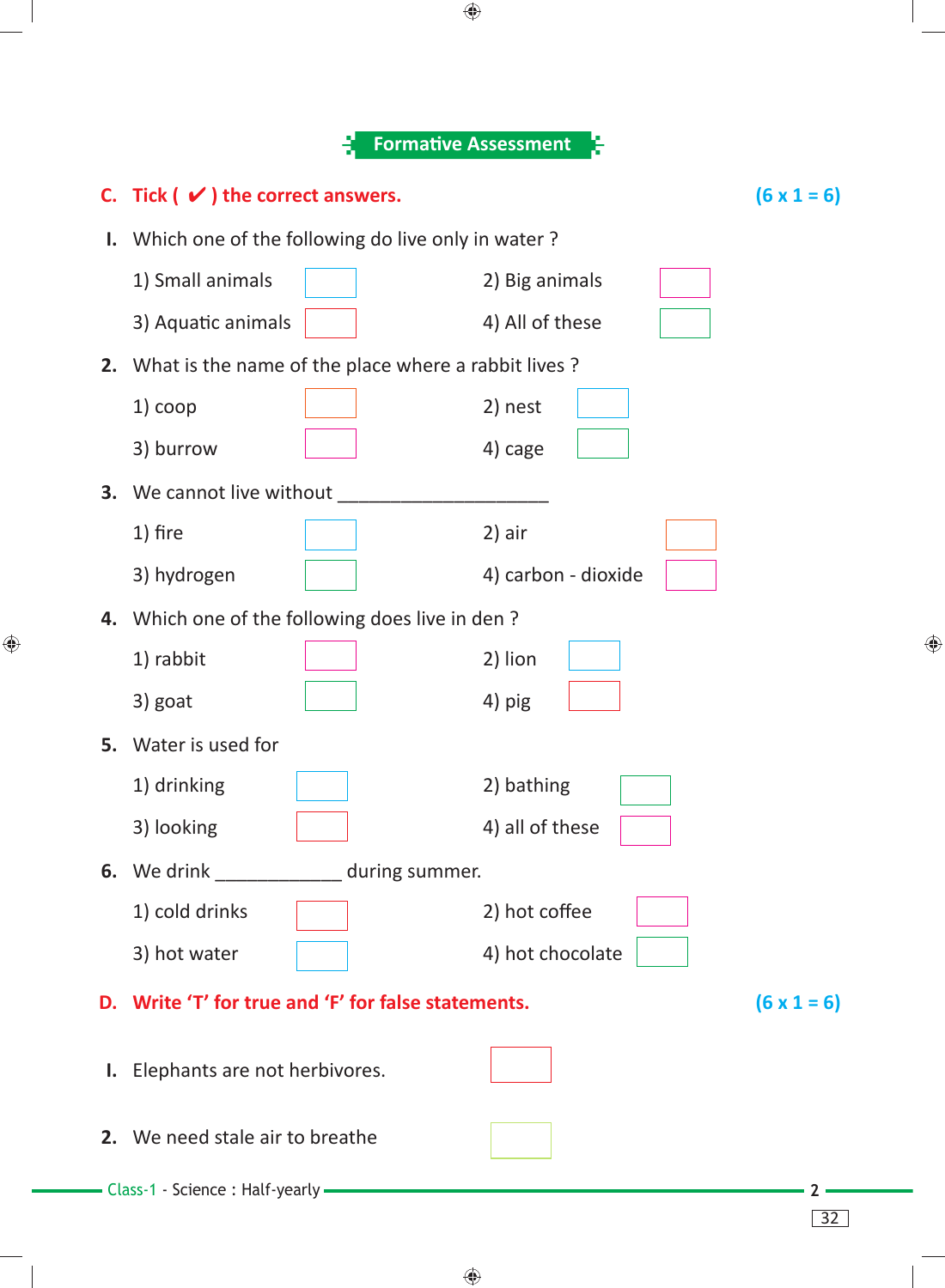## Formative Assessment

**C. Tick ( ✔ ) the correct answers.** **(6 x 1 = 6)**

**I.** Which one of the following do live only in water ?

1) Small animals ☐ 2) Big animals ☐

3) Aquatic animals ☐ 4) All of these ☐

**2.** What is the name of the place where a rabbit lives ?

1) coop ☐ 2) nest ☐

3) burrow ☐ 4) cage ☐

**3.** We cannot live without ____________________

1) fire ☐ 2) air ☐

3) hydrogen ☐ 4) carbon - dioxide ☐

**4.** Which one of the following does live in den ?

1) rabbit ☐ 2) lion ☐

3) goat ☐ 4) pig ☐

**5.** Water is used for

1) drinking ☐ 2) bathing ☐

3) looking ☐ 4) all of these ☐

**6.** We drink ____________ during summer.

1) cold drinks ☐ 2) hot coffee ☐

3) hot water ☐ 4) hot chocolate ☐

**D. Write 'T' for true and 'F' for false statements.** **(6 x 1 = 6)**

**I.** Elephants are not herbivores. ☐

**2.** We need stale air to breathe ☐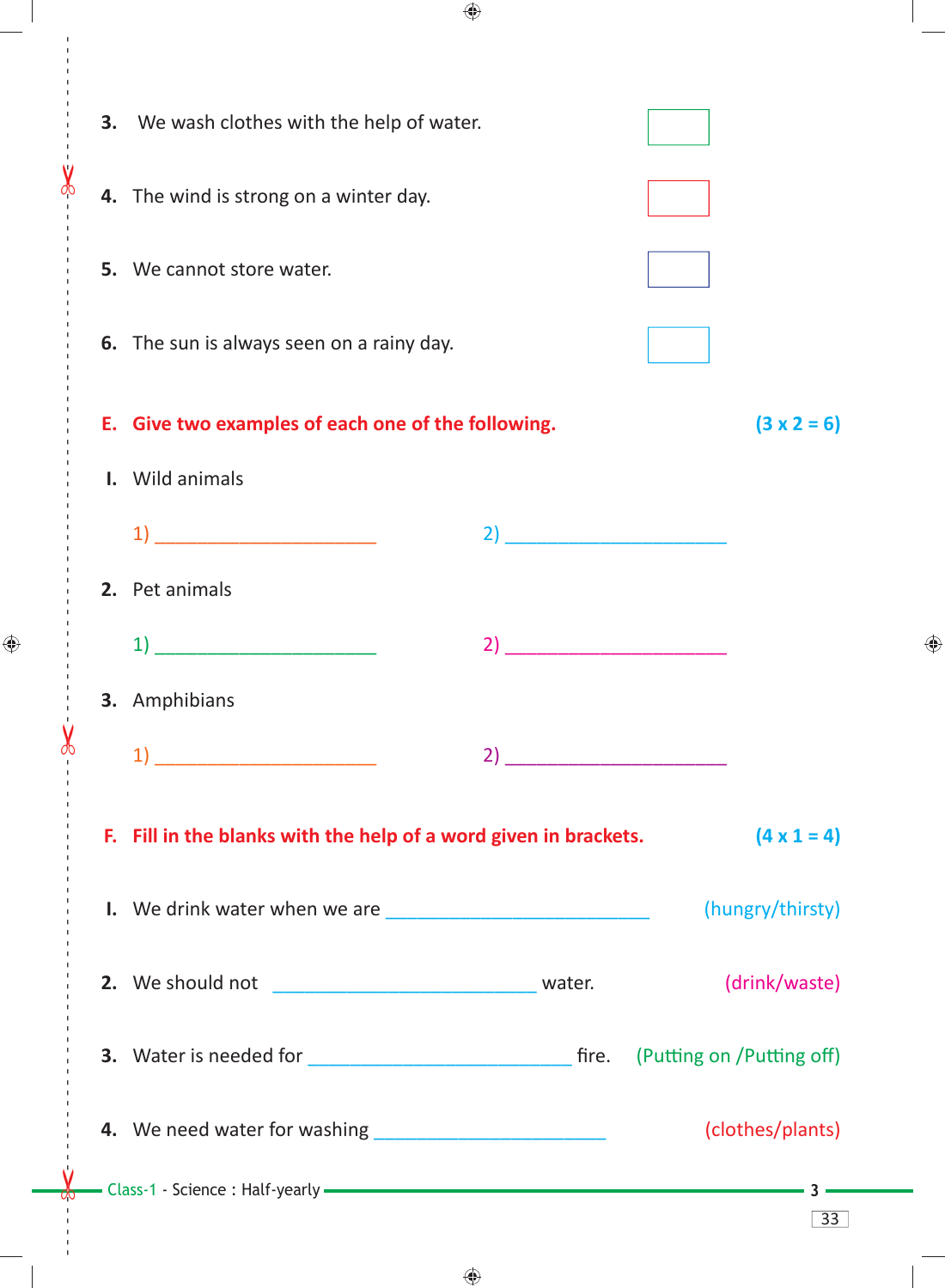3. We wash clothes with the help of water. ☐

4. The wind is strong on a winter day. ☐

5. We cannot store water. ☐

6. The sun is always seen on a rainy day. ☐

**E. Give two examples of each one of the following.** **(3 x 2 = 6)**

I. Wild animals

1) ______________________ 2) ______________________

2. Pet animals

1) ______________________ 2) ______________________

3. Amphibians

1) ______________________ 2) ______________________

**F. Fill in the blanks with the help of a word given in brackets.** **(4 x 1 = 4)**

I. We drink water when we are ______________________ (hungry/thirsty)

2. We should not ______________________ water. (drink/waste)

3. Water is needed for ______________________ fire. (Putting on /Putting off)

4. We need water for washing ______________________ (clothes/plants)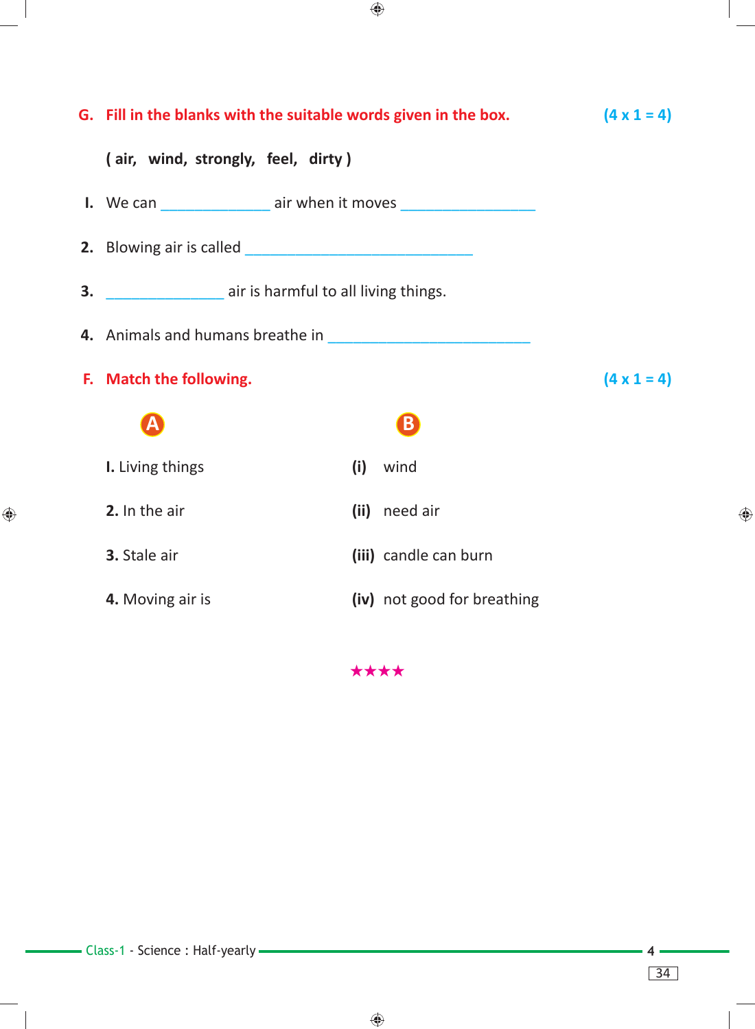**G. Fill in the blanks with the suitable words given in the box.** **(4 x 1 = 4)**

**( air, wind, strongly, feel, dirty )**

**I.** We can _____________ air when it moves _______________

**2.** Blowing air is called ___________________________

**3.** _____________ air is harmful to all living things.

**4.** Animals and humans breathe in _______________________

**F. Match the following.** **(4 x 1 = 4)**

| A | B |
|---|---|
| **I.** Living things | **(i)** wind |
| **2.** In the air | **(ii)** need air |
| **3.** Stale air | **(iii)** candle can burn |
| **4.** Moving air is | **(iv)** not good for breathing |

★★★★